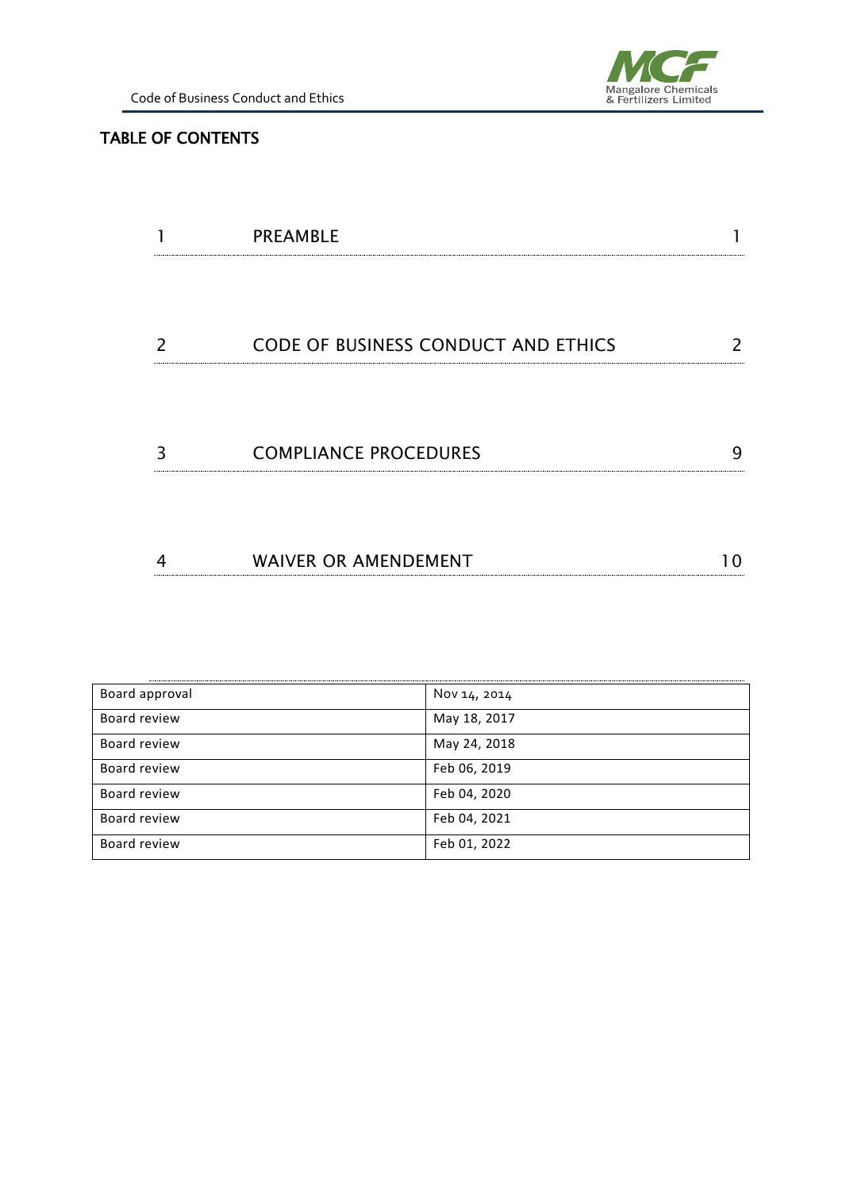## TABLE OF CONTENTS

| | | |
|---|---|---|
| 1 | PREAMBLE | 1 |
| 2 | CODE OF BUSINESS CONDUCT AND ETHICS | 2 |
| 3 | COMPLIANCE PROCEDURES | 9 |
| 4 | WAIVER OR AMENDEMENT | 10 |

| | |
|---|---|
| Board approval | Nov 14, 2014 |
| Board review | May 18, 2017 |
| Board review | May 24, 2018 |
| Board review | Feb 06, 2019 |
| Board review | Feb 04, 2020 |
| Board review | Feb 04, 2021 |
| Board review | Feb 01, 2022 |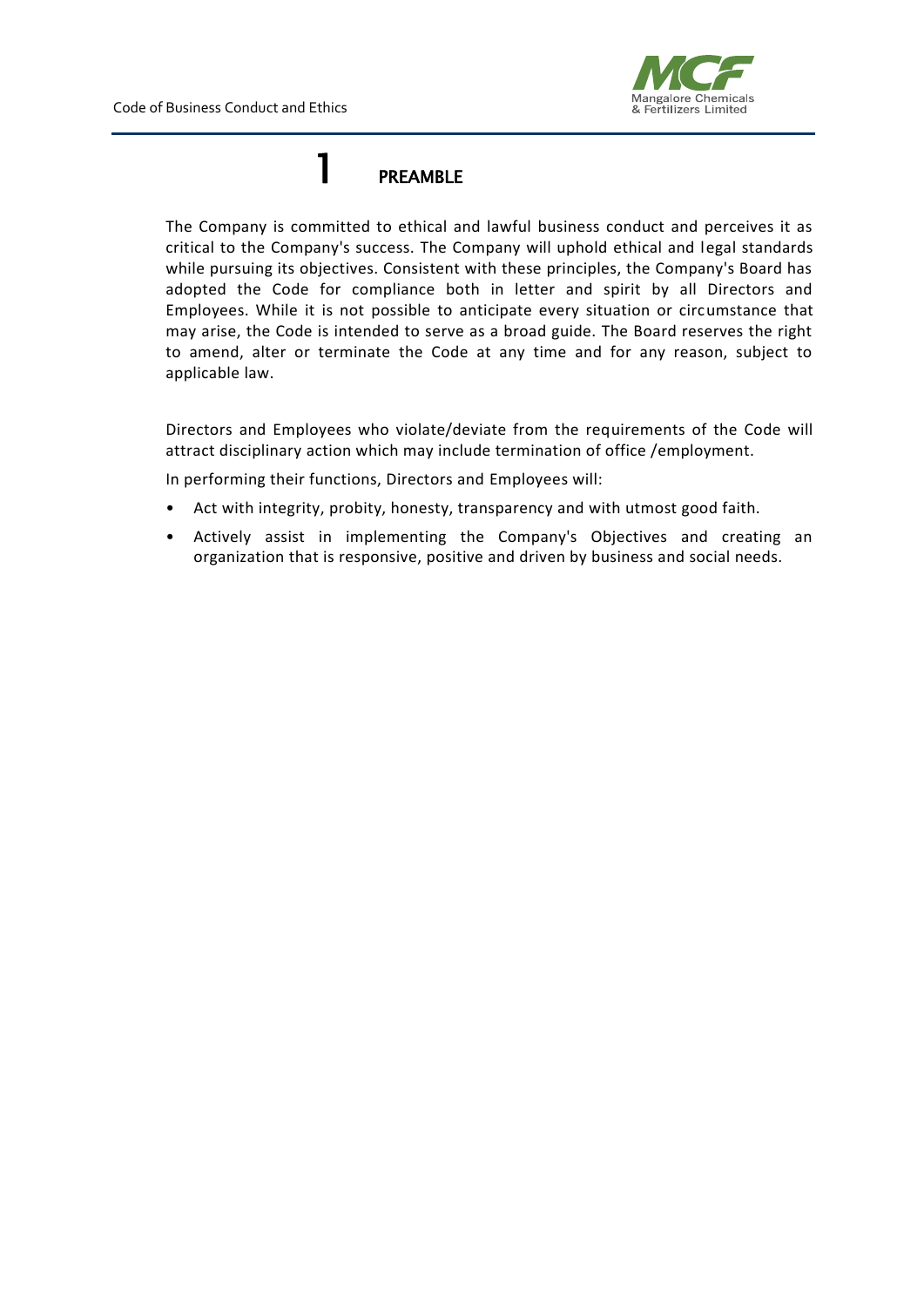# 1 PREAMBLE

The Company is committed to ethical and lawful business conduct and perceives it as critical to the Company's success. The Company will uphold ethical and legal standards while pursuing its objectives. Consistent with these principles, the Company's Board has adopted the Code for compliance both in letter and spirit by all Directors and Employees. While it is not possible to anticipate every situation or circumstance that may arise, the Code is intended to serve as a broad guide. The Board reserves the right to amend, alter or terminate the Code at any time and for any reason, subject to applicable law.

Directors and Employees who violate/deviate from the requirements of the Code will attract disciplinary action which may include termination of office /employment.

In performing their functions, Directors and Employees will:

- Act with integrity, probity, honesty, transparency and with utmost good faith.
- Actively assist in implementing the Company's Objectives and creating an organization that is responsive, positive and driven by business and social needs.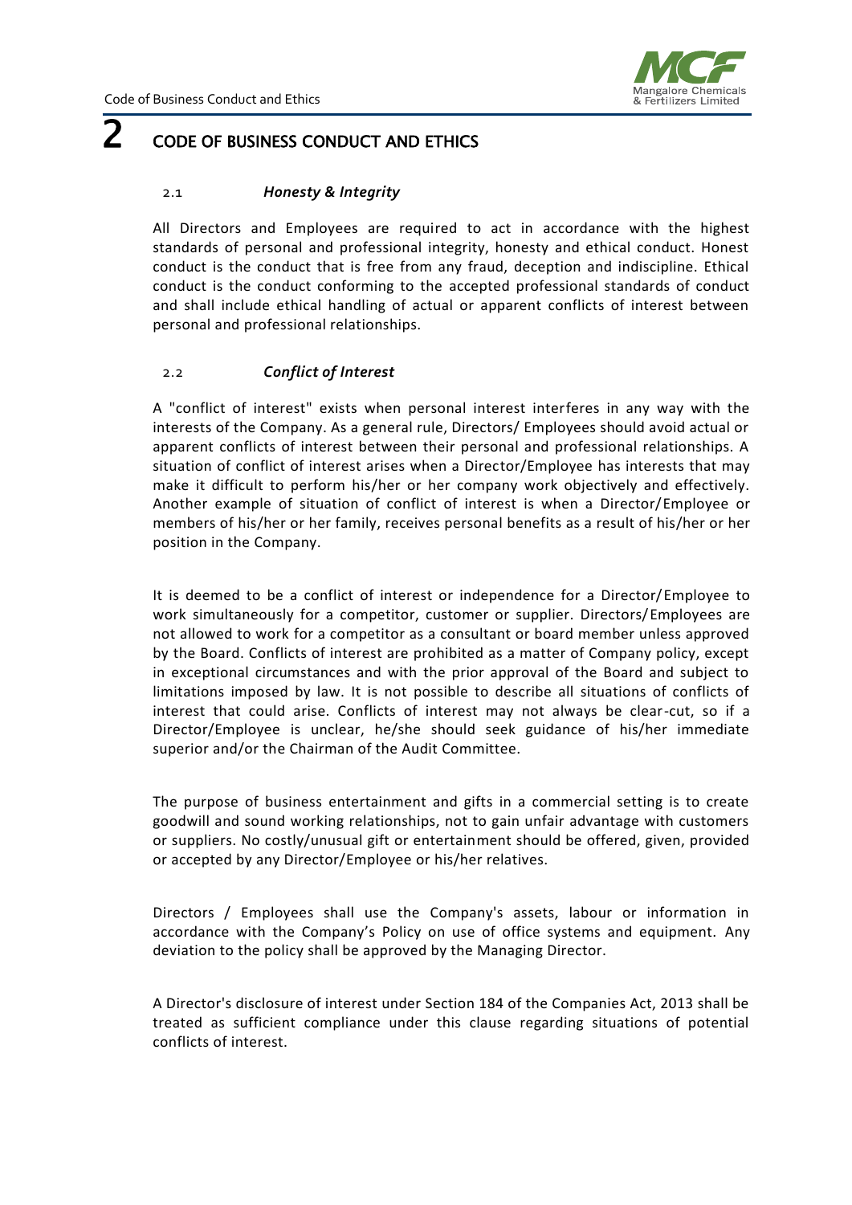# 2 CODE OF BUSINESS CONDUCT AND ETHICS

### 2.1 *Honesty & Integrity*

All Directors and Employees are required to act in accordance with the highest standards of personal and professional integrity, honesty and ethical conduct. Honest conduct is the conduct that is free from any fraud, deception and indiscipline. Ethical conduct is the conduct conforming to the accepted professional standards of conduct and shall include ethical handling of actual or apparent conflicts of interest between personal and professional relationships.

### 2.2 *Conflict of Interest*

A "conflict of interest" exists when personal interest interferes in any way with the interests of the Company. As a general rule, Directors/ Employees should avoid actual or apparent conflicts of interest between their personal and professional relationships. A situation of conflict of interest arises when a Director/Employee has interests that may make it difficult to perform his/her or her company work objectively and effectively. Another example of situation of conflict of interest is when a Director/Employee or members of his/her or her family, receives personal benefits as a result of his/her or her position in the Company.

It is deemed to be a conflict of interest or independence for a Director/Employee to work simultaneously for a competitor, customer or supplier. Directors/Employees are not allowed to work for a competitor as a consultant or board member unless approved by the Board. Conflicts of interest are prohibited as a matter of Company policy, except in exceptional circumstances and with the prior approval of the Board and subject to limitations imposed by law. It is not possible to describe all situations of conflicts of interest that could arise. Conflicts of interest may not always be clear-cut, so if a Director/Employee is unclear, he/she should seek guidance of his/her immediate superior and/or the Chairman of the Audit Committee.

The purpose of business entertainment and gifts in a commercial setting is to create goodwill and sound working relationships, not to gain unfair advantage with customers or suppliers. No costly/unusual gift or entertainment should be offered, given, provided or accepted by any Director/Employee or his/her relatives.

Directors / Employees shall use the Company's assets, labour or information in accordance with the Company's Policy on use of office systems and equipment. Any deviation to the policy shall be approved by the Managing Director.

A Director's disclosure of interest under Section 184 of the Companies Act, 2013 shall be treated as sufficient compliance under this clause regarding situations of potential conflicts of interest.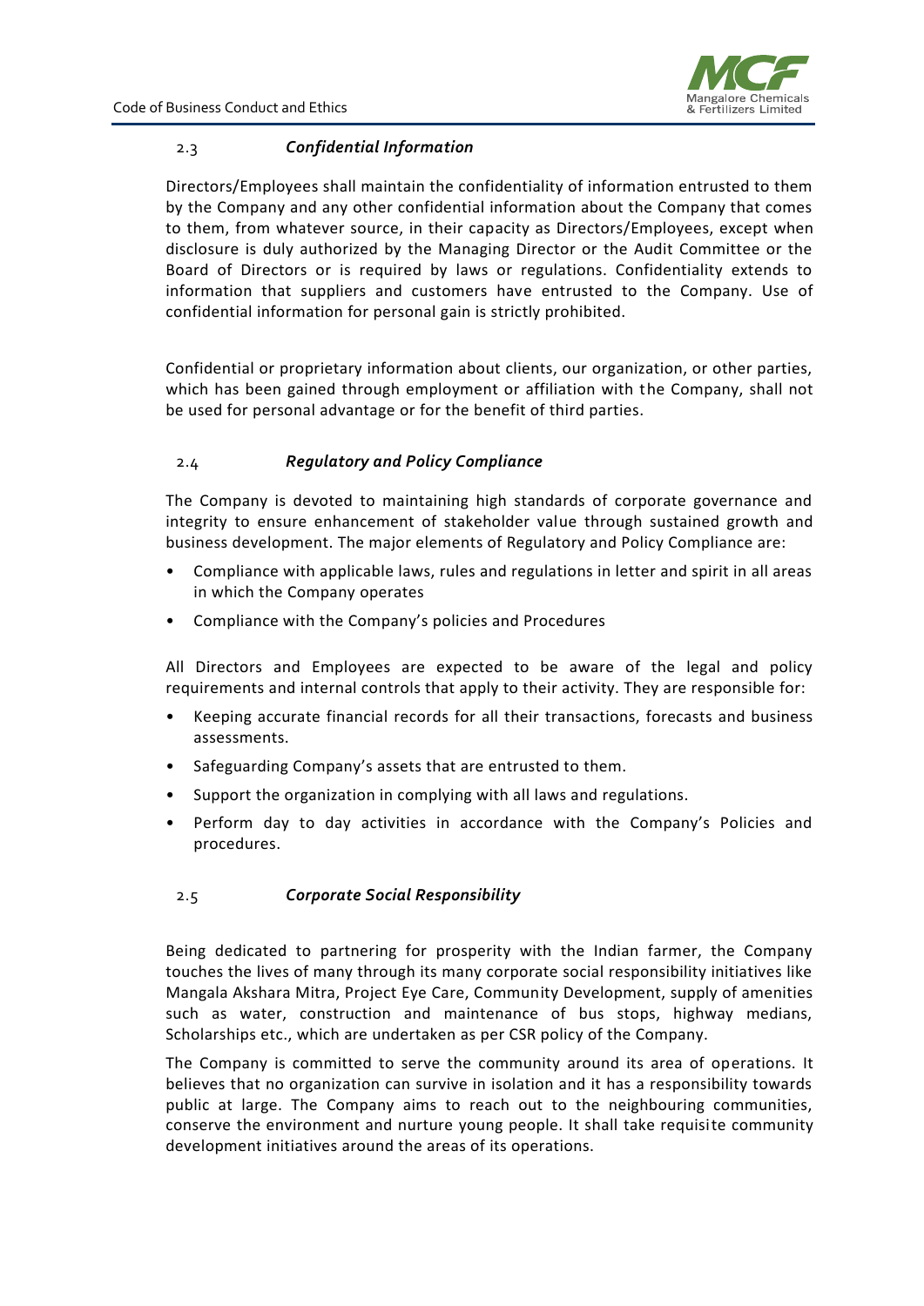### 2.3 *Confidential Information*

Directors/Employees shall maintain the confidentiality of information entrusted to them by the Company and any other confidential information about the Company that comes to them, from whatever source, in their capacity as Directors/Employees, except when disclosure is duly authorized by the Managing Director or the Audit Committee or the Board of Directors or is required by laws or regulations. Confidentiality extends to information that suppliers and customers have entrusted to the Company. Use of confidential information for personal gain is strictly prohibited.

Confidential or proprietary information about clients, our organization, or other parties, which has been gained through employment or affiliation with the Company, shall not be used for personal advantage or for the benefit of third parties.

### 2.4 *Regulatory and Policy Compliance*

The Company is devoted to maintaining high standards of corporate governance and integrity to ensure enhancement of stakeholder value through sustained growth and business development. The major elements of Regulatory and Policy Compliance are:

- Compliance with applicable laws, rules and regulations in letter and spirit in all areas in which the Company operates
- Compliance with the Company's policies and Procedures

All Directors and Employees are expected to be aware of the legal and policy requirements and internal controls that apply to their activity. They are responsible for:

- Keeping accurate financial records for all their transactions, forecasts and business assessments.
- Safeguarding Company's assets that are entrusted to them.
- Support the organization in complying with all laws and regulations.
- Perform day to day activities in accordance with the Company's Policies and procedures.

### 2.5 *Corporate Social Responsibility*

Being dedicated to partnering for prosperity with the Indian farmer, the Company touches the lives of many through its many corporate social responsibility initiatives like Mangala Akshara Mitra, Project Eye Care, Community Development, supply of amenities such as water, construction and maintenance of bus stops, highway medians, Scholarships etc., which are undertaken as per CSR policy of the Company.

The Company is committed to serve the community around its area of operations. It believes that no organization can survive in isolation and it has a responsibility towards public at large. The Company aims to reach out to the neighbouring communities, conserve the environment and nurture young people. It shall take requisite community development initiatives around the areas of its operations.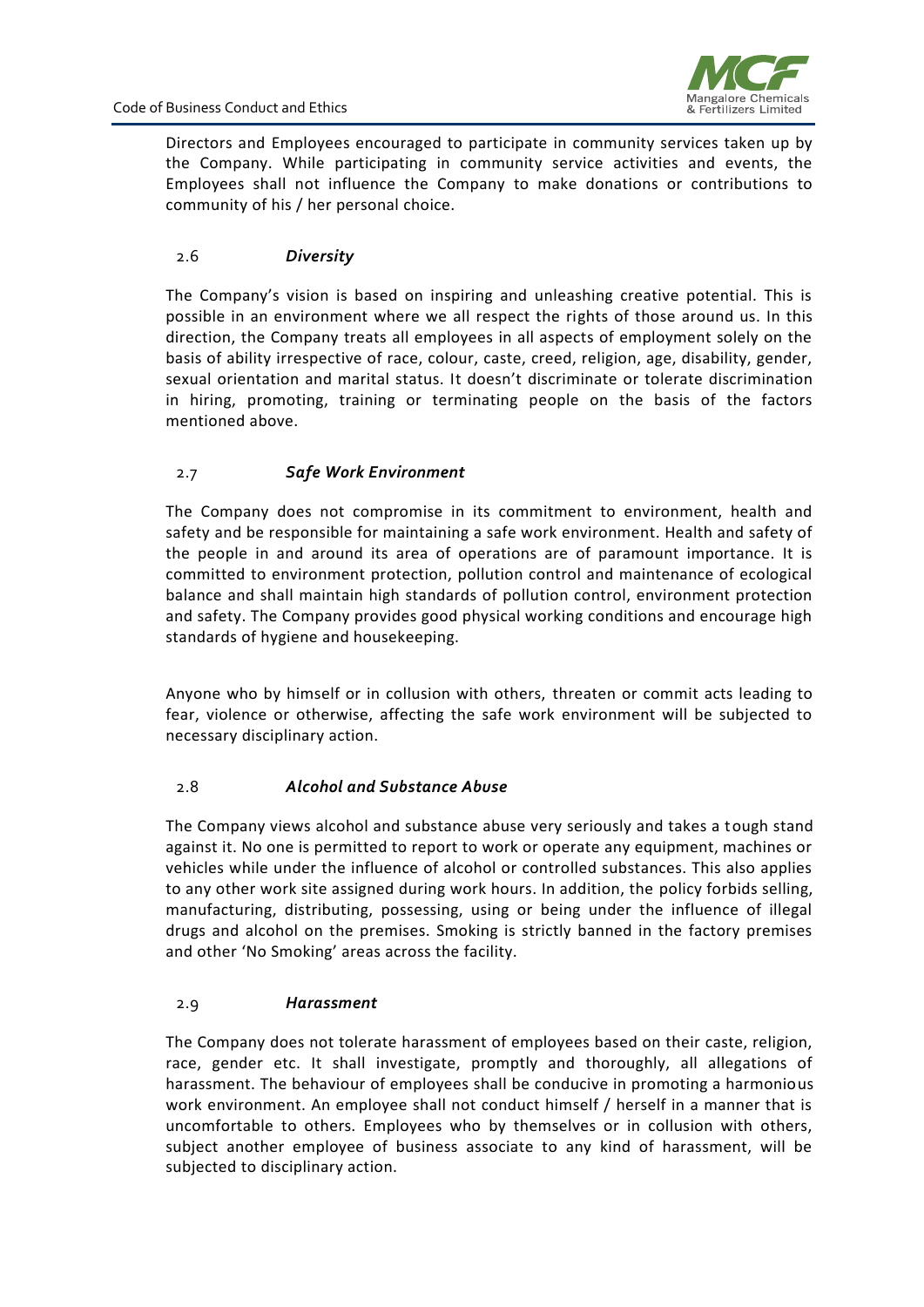Directors and Employees encouraged to participate in community services taken up by the Company. While participating in community service activities and events, the Employees shall not influence the Company to make donations or contributions to community of his / her personal choice.

### 2.6 *Diversity*

The Company's vision is based on inspiring and unleashing creative potential. This is possible in an environment where we all respect the rights of those around us. In this direction, the Company treats all employees in all aspects of employment solely on the basis of ability irrespective of race, colour, caste, creed, religion, age, disability, gender, sexual orientation and marital status. It doesn't discriminate or tolerate discrimination in hiring, promoting, training or terminating people on the basis of the factors mentioned above.

### 2.7 *Safe Work Environment*

The Company does not compromise in its commitment to environment, health and safety and be responsible for maintaining a safe work environment. Health and safety of the people in and around its area of operations are of paramount importance. It is committed to environment protection, pollution control and maintenance of ecological balance and shall maintain high standards of pollution control, environment protection and safety. The Company provides good physical working conditions and encourage high standards of hygiene and housekeeping.

Anyone who by himself or in collusion with others, threaten or commit acts leading to fear, violence or otherwise, affecting the safe work environment will be subjected to necessary disciplinary action.

### 2.8 *Alcohol and Substance Abuse*

The Company views alcohol and substance abuse very seriously and takes a tough stand against it. No one is permitted to report to work or operate any equipment, machines or vehicles while under the influence of alcohol or controlled substances. This also applies to any other work site assigned during work hours. In addition, the policy forbids selling, manufacturing, distributing, possessing, using or being under the influence of illegal drugs and alcohol on the premises. Smoking is strictly banned in the factory premises and other 'No Smoking' areas across the facility.

### 2.9 *Harassment*

The Company does not tolerate harassment of employees based on their caste, religion, race, gender etc. It shall investigate, promptly and thoroughly, all allegations of harassment. The behaviour of employees shall be conducive in promoting a harmonious work environment. An employee shall not conduct himself / herself in a manner that is uncomfortable to others. Employees who by themselves or in collusion with others, subject another employee of business associate to any kind of harassment, will be subjected to disciplinary action.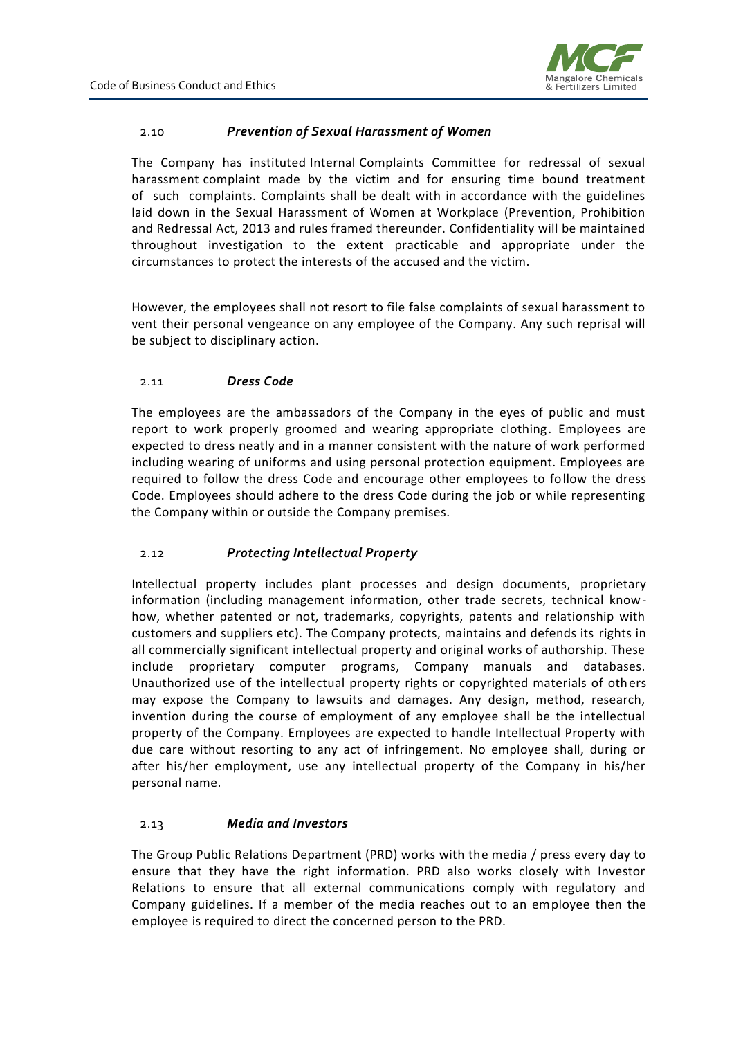### 2.10 *Prevention of Sexual Harassment of Women*

The Company has instituted Internal Complaints Committee for redressal of sexual harassment complaint made by the victim and for ensuring time bound treatment of such complaints. Complaints shall be dealt with in accordance with the guidelines laid down in the Sexual Harassment of Women at Workplace (Prevention, Prohibition and Redressal Act, 2013 and rules framed thereunder. Confidentiality will be maintained throughout investigation to the extent practicable and appropriate under the circumstances to protect the interests of the accused and the victim.

However, the employees shall not resort to file false complaints of sexual harassment to vent their personal vengeance on any employee of the Company. Any such reprisal will be subject to disciplinary action.

### 2.11 *Dress Code*

The employees are the ambassadors of the Company in the eyes of public and must report to work properly groomed and wearing appropriate clothing. Employees are expected to dress neatly and in a manner consistent with the nature of work performed including wearing of uniforms and using personal protection equipment. Employees are required to follow the dress Code and encourage other employees to follow the dress Code. Employees should adhere to the dress Code during the job or while representing the Company within or outside the Company premises.

### 2.12 *Protecting Intellectual Property*

Intellectual property includes plant processes and design documents, proprietary information (including management information, other trade secrets, technical know-how, whether patented or not, trademarks, copyrights, patents and relationship with customers and suppliers etc). The Company protects, maintains and defends its rights in all commercially significant intellectual property and original works of authorship. These include proprietary computer programs, Company manuals and databases. Unauthorized use of the intellectual property rights or copyrighted materials of others may expose the Company to lawsuits and damages. Any design, method, research, invention during the course of employment of any employee shall be the intellectual property of the Company. Employees are expected to handle Intellectual Property with due care without resorting to any act of infringement. No employee shall, during or after his/her employment, use any intellectual property of the Company in his/her personal name.

### 2.13 *Media and Investors*

The Group Public Relations Department (PRD) works with the media / press every day to ensure that they have the right information. PRD also works closely with Investor Relations to ensure that all external communications comply with regulatory and Company guidelines. If a member of the media reaches out to an employee then the employee is required to direct the concerned person to the PRD.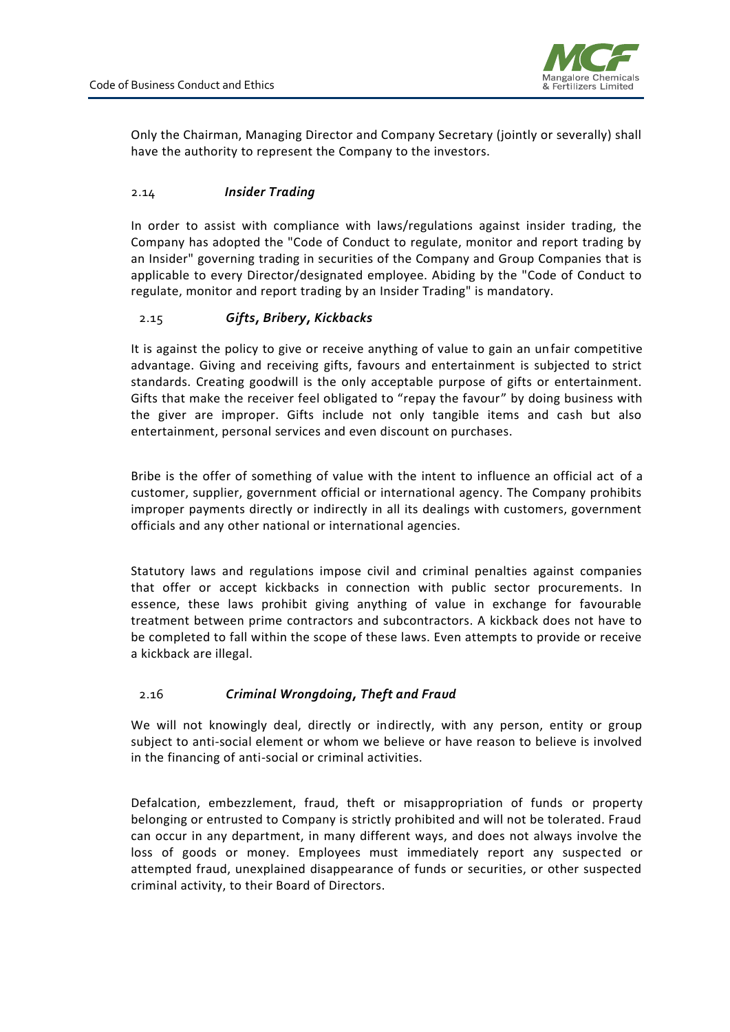Only the Chairman, Managing Director and Company Secretary (jointly or severally) shall have the authority to represent the Company to the investors.

### 2.14 *Insider Trading*

In order to assist with compliance with laws/regulations against insider trading, the Company has adopted the "Code of Conduct to regulate, monitor and report trading by an Insider" governing trading in securities of the Company and Group Companies that is applicable to every Director/designated employee. Abiding by the "Code of Conduct to regulate, monitor and report trading by an Insider Trading" is mandatory.

### 2.15 *Gifts, Bribery, Kickbacks*

It is against the policy to give or receive anything of value to gain an unfair competitive advantage. Giving and receiving gifts, favours and entertainment is subjected to strict standards. Creating goodwill is the only acceptable purpose of gifts or entertainment. Gifts that make the receiver feel obligated to "repay the favour" by doing business with the giver are improper. Gifts include not only tangible items and cash but also entertainment, personal services and even discount on purchases.

Bribe is the offer of something of value with the intent to influence an official act of a customer, supplier, government official or international agency. The Company prohibits improper payments directly or indirectly in all its dealings with customers, government officials and any other national or international agencies.

Statutory laws and regulations impose civil and criminal penalties against companies that offer or accept kickbacks in connection with public sector procurements. In essence, these laws prohibit giving anything of value in exchange for favourable treatment between prime contractors and subcontractors. A kickback does not have to be completed to fall within the scope of these laws. Even attempts to provide or receive a kickback are illegal.

### 2.16 *Criminal Wrongdoing, Theft and Fraud*

We will not knowingly deal, directly or indirectly, with any person, entity or group subject to anti-social element or whom we believe or have reason to believe is involved in the financing of anti-social or criminal activities.

Defalcation, embezzlement, fraud, theft or misappropriation of funds or property belonging or entrusted to Company is strictly prohibited and will not be tolerated. Fraud can occur in any department, in many different ways, and does not always involve the loss of goods or money. Employees must immediately report any suspected or attempted fraud, unexplained disappearance of funds or securities, or other suspected criminal activity, to their Board of Directors.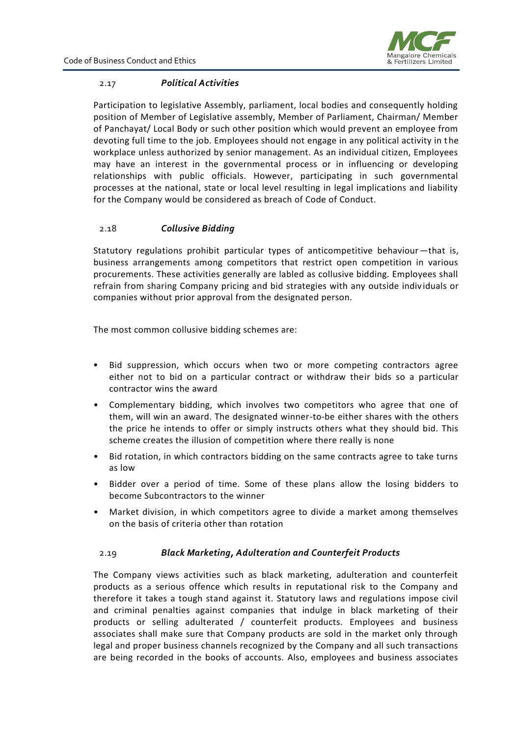### 2.17 *Political Activities*

Participation to legislative Assembly, parliament, local bodies and consequently holding position of Member of Legislative assembly, Member of Parliament, Chairman/ Member of Panchayat/ Local Body or such other position which would prevent an employee from devoting full time to the job. Employees should not engage in any political activity in the workplace unless authorized by senior management. As an individual citizen, Employees may have an interest in the governmental process or in influencing or developing relationships with public officials. However, participating in such governmental processes at the national, state or local level resulting in legal implications and liability for the Company would be considered as breach of Code of Conduct.

### 2.18 *Collusive Bidding*

Statutory regulations prohibit particular types of anticompetitive behaviour—that is, business arrangements among competitors that restrict open competition in various procurements. These activities generally are labled as collusive bidding. Employees shall refrain from sharing Company pricing and bid strategies with any outside individuals or companies without prior approval from the designated person.

The most common collusive bidding schemes are:

- Bid suppression, which occurs when two or more competing contractors agree either not to bid on a particular contract or withdraw their bids so a particular contractor wins the award
- Complementary bidding, which involves two competitors who agree that one of them, will win an award. The designated winner-to-be either shares with the others the price he intends to offer or simply instructs others what they should bid. This scheme creates the illusion of competition where there really is none
- Bid rotation, in which contractors bidding on the same contracts agree to take turns as low
- Bidder over a period of time. Some of these plans allow the losing bidders to become Subcontractors to the winner
- Market division, in which competitors agree to divide a market among themselves on the basis of criteria other than rotation

### 2.19 *Black Marketing, Adulteration and Counterfeit Products*

The Company views activities such as black marketing, adulteration and counterfeit products as a serious offence which results in reputational risk to the Company and therefore it takes a tough stand against it. Statutory laws and regulations impose civil and criminal penalties against companies that indulge in black marketing of their products or selling adulterated / counterfeit products. Employees and business associates shall make sure that Company products are sold in the market only through legal and proper business channels recognized by the Company and all such transactions are being recorded in the books of accounts. Also, employees and business associates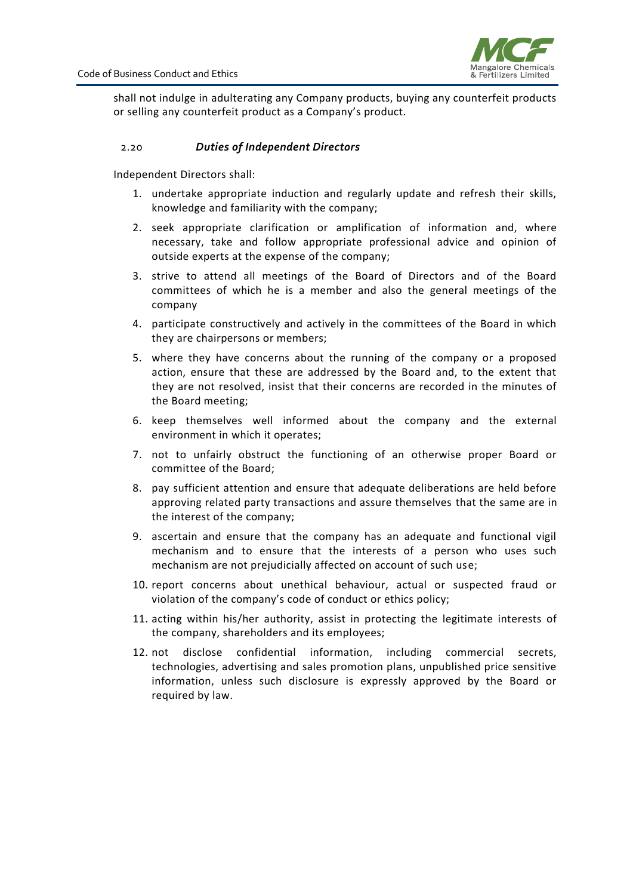shall not indulge in adulterating any Company products, buying any counterfeit products or selling any counterfeit product as a Company's product.

### 2.20 *Duties of Independent Directors*

Independent Directors shall:

1. undertake appropriate induction and regularly update and refresh their skills, knowledge and familiarity with the company;
2. seek appropriate clarification or amplification of information and, where necessary, take and follow appropriate professional advice and opinion of outside experts at the expense of the company;
3. strive to attend all meetings of the Board of Directors and of the Board committees of which he is a member and also the general meetings of the company
4. participate constructively and actively in the committees of the Board in which they are chairpersons or members;
5. where they have concerns about the running of the company or a proposed action, ensure that these are addressed by the Board and, to the extent that they are not resolved, insist that their concerns are recorded in the minutes of the Board meeting;
6. keep themselves well informed about the company and the external environment in which it operates;
7. not to unfairly obstruct the functioning of an otherwise proper Board or committee of the Board;
8. pay sufficient attention and ensure that adequate deliberations are held before approving related party transactions and assure themselves that the same are in the interest of the company;
9. ascertain and ensure that the company has an adequate and functional vigil mechanism and to ensure that the interests of a person who uses such mechanism are not prejudicially affected on account of such use;
10. report concerns about unethical behaviour, actual or suspected fraud or violation of the company's code of conduct or ethics policy;
11. acting within his/her authority, assist in protecting the legitimate interests of the company, shareholders and its employees;
12. not disclose confidential information, including commercial secrets, technologies, advertising and sales promotion plans, unpublished price sensitive information, unless such disclosure is expressly approved by the Board or required by law.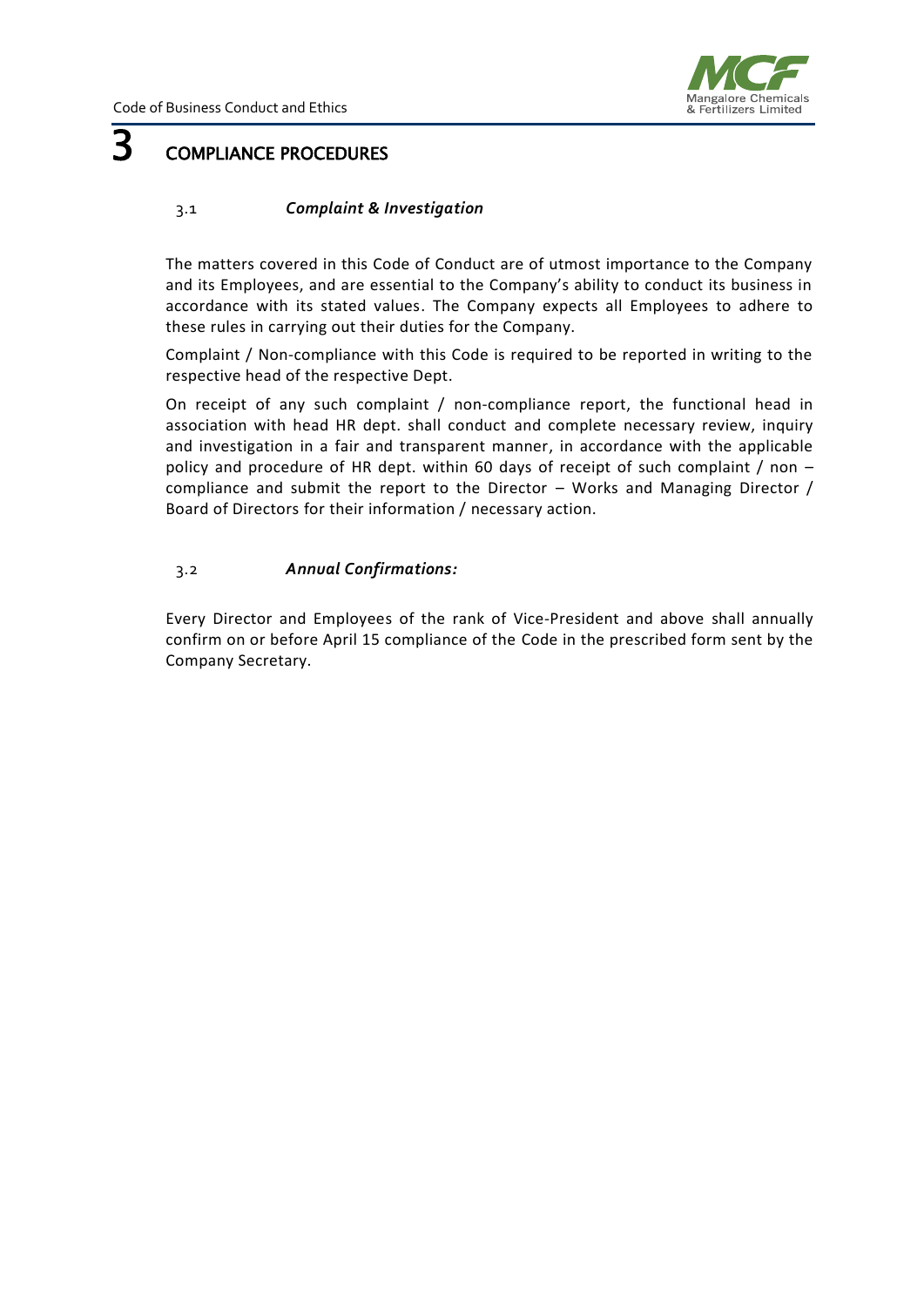# 3 COMPLIANCE PROCEDURES

### 3.1 *Complaint & Investigation*

The matters covered in this Code of Conduct are of utmost importance to the Company and its Employees, and are essential to the Company's ability to conduct its business in accordance with its stated values. The Company expects all Employees to adhere to these rules in carrying out their duties for the Company.

Complaint / Non-compliance with this Code is required to be reported in writing to the respective head of the respective Dept.

On receipt of any such complaint / non-compliance report, the functional head in association with head HR dept. shall conduct and complete necessary review, inquiry and investigation in a fair and transparent manner, in accordance with the applicable policy and procedure of HR dept. within 60 days of receipt of such complaint / non – compliance and submit the report to the Director – Works and Managing Director / Board of Directors for their information / necessary action.

### 3.2 *Annual Confirmations:*

Every Director and Employees of the rank of Vice-President and above shall annually confirm on or before April 15 compliance of the Code in the prescribed form sent by the Company Secretary.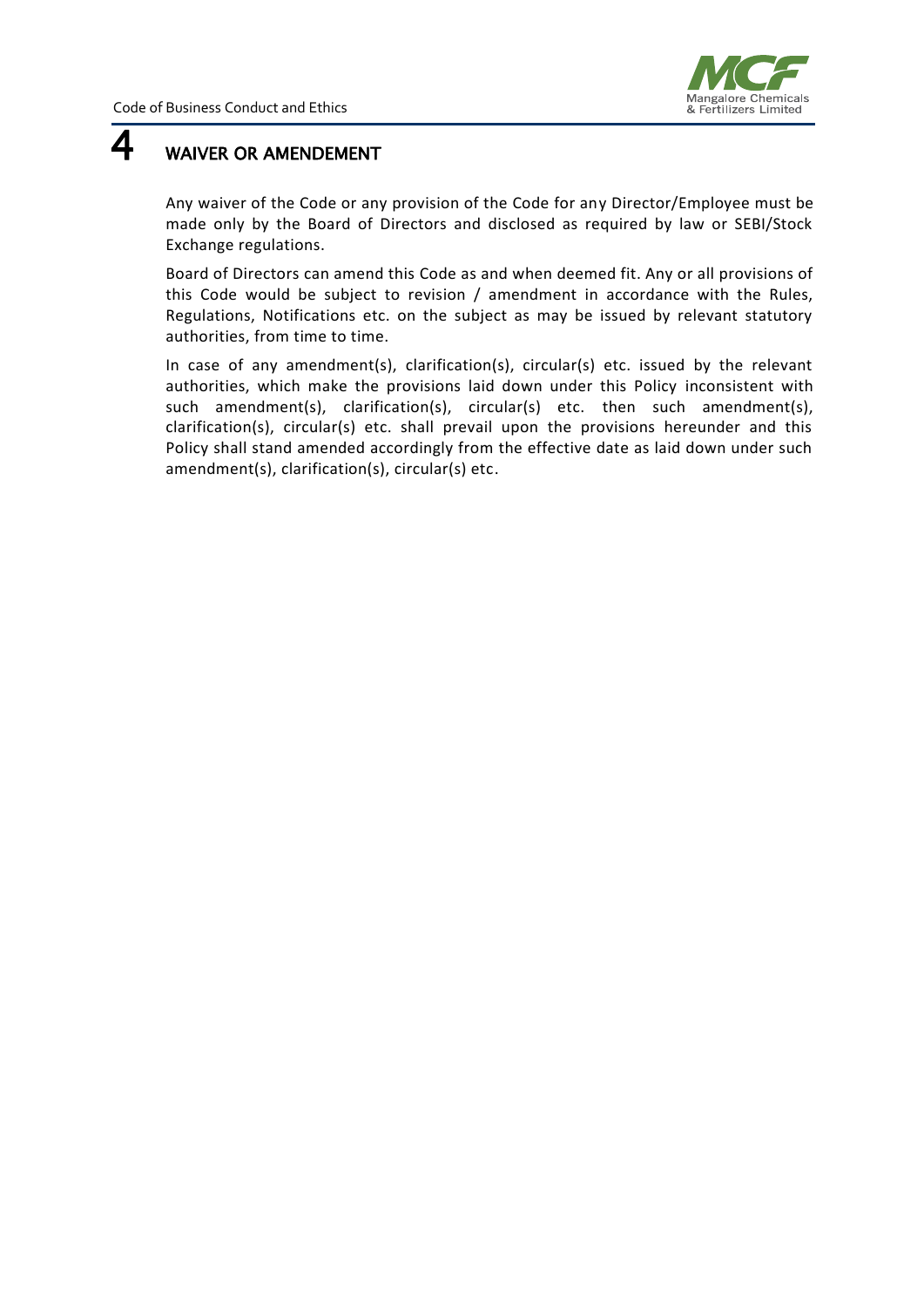## 4 WAIVER OR AMENDEMENT

Any waiver of the Code or any provision of the Code for any Director/Employee must be made only by the Board of Directors and disclosed as required by law or SEBI/Stock Exchange regulations.

Board of Directors can amend this Code as and when deemed fit. Any or all provisions of this Code would be subject to revision / amendment in accordance with the Rules, Regulations, Notifications etc. on the subject as may be issued by relevant statutory authorities, from time to time.

In case of any amendment(s), clarification(s), circular(s) etc. issued by the relevant authorities, which make the provisions laid down under this Policy inconsistent with such amendment(s), clarification(s), circular(s) etc. then such amendment(s), clarification(s), circular(s) etc. shall prevail upon the provisions hereunder and this Policy shall stand amended accordingly from the effective date as laid down under such amendment(s), clarification(s), circular(s) etc.